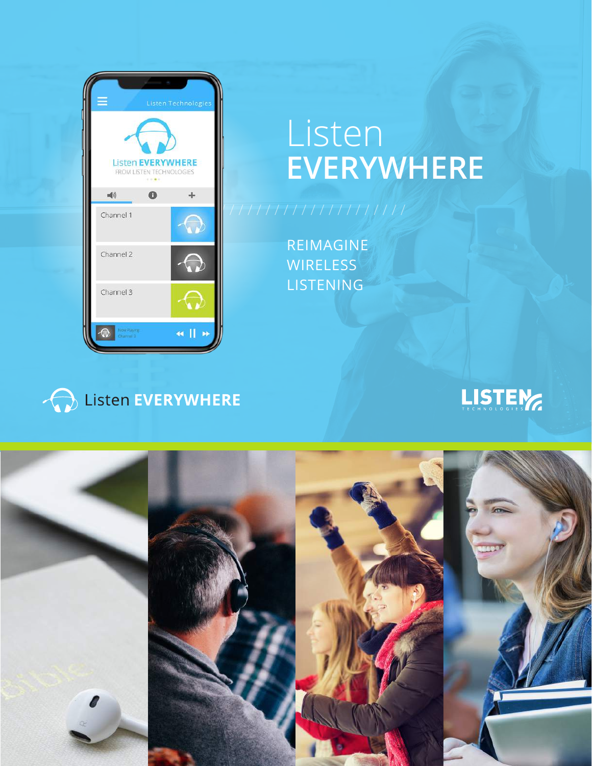# Listen EVERYWHERE

REIMAGINE WIRELESS LISTENING

Listen EVERYWHERE

LISTEN TECHNOLOGIES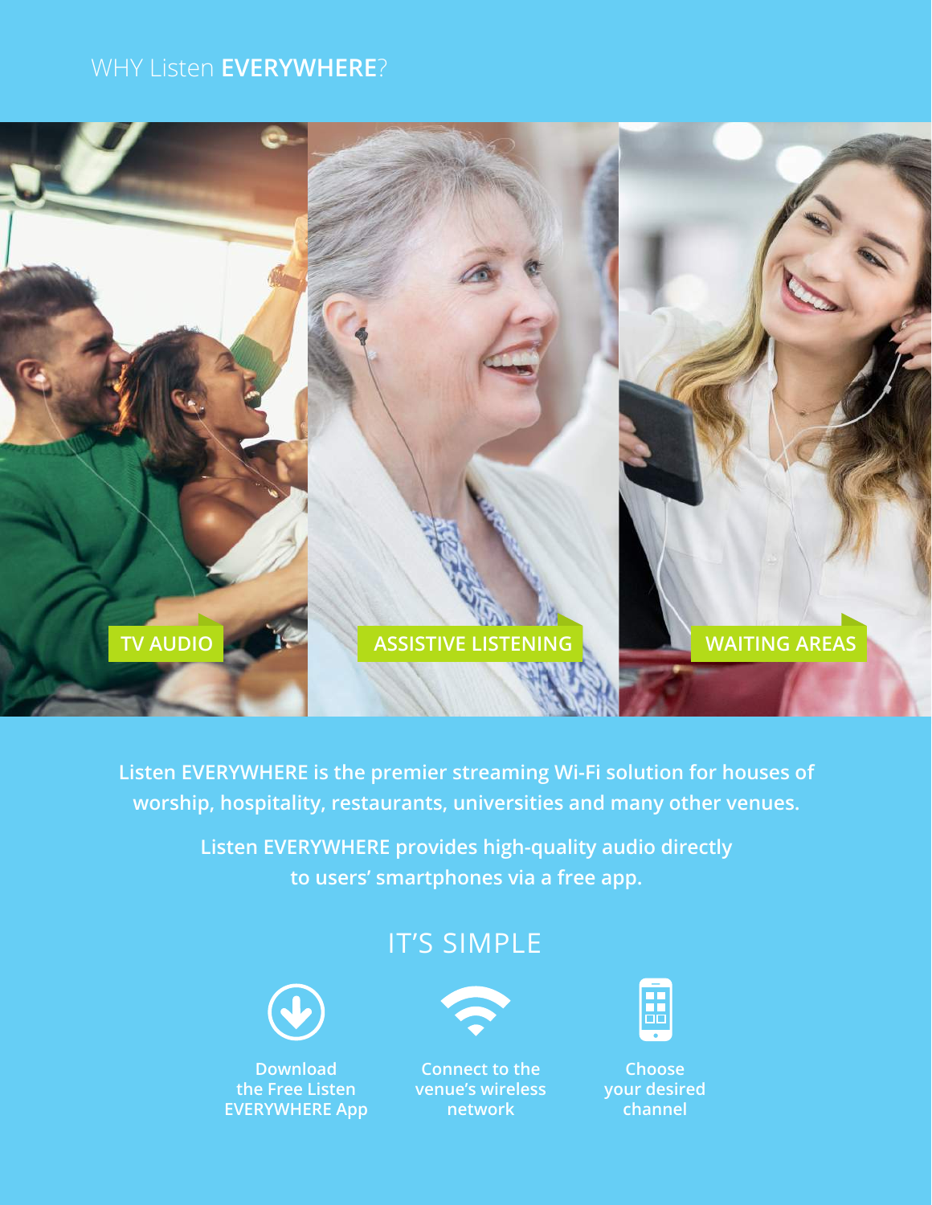# WHY Listen **EVERYWHERE**?

TV AUDIO

ASSISTIVE LISTENING

WAITING AREAS

**Listen EVERYWHERE is the premier streaming Wi-Fi solution for houses of worship, hospitality, restaurants, universities and many other venues.**

**Listen EVERYWHERE provides high-quality audio directly to users' smartphones via a free app.**

## IT'S SIMPLE

**Download the Free Listen EVERYWHERE App**

**Connect to the venue's wireless network**

**Choose your desired channel**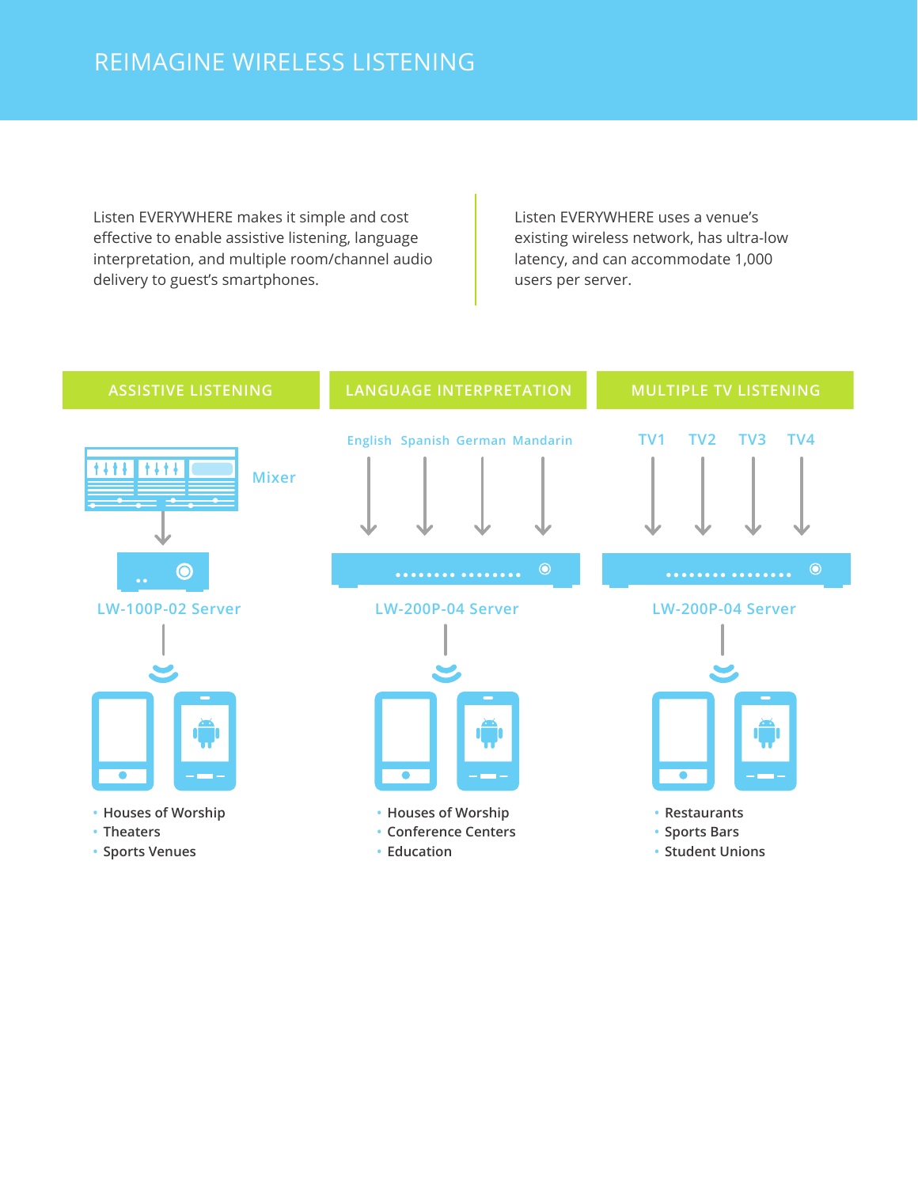# REIMAGINE WIRELESS LISTENING

Listen EVERYWHERE makes it simple and cost effective to enable assistive listening, language interpretation, and multiple room/channel audio delivery to guest's smartphones.

Listen EVERYWHERE uses a venue's existing wireless network, has ultra-low latency, and can accommodate 1,000 users per server.

## ASSISTIVE LISTENING

Mixer

LW-100P-02 Server

- Houses of Worship
- Theaters
- Sports Venues

## LANGUAGE INTERPRETATION

English Spanish German Mandarin

LW-200P-04 Server

- Houses of Worship
- Conference Centers
- Education

## MULTIPLE TV LISTENING

TV1 TV2 TV3 TV4

LW-200P-04 Server

- Restaurants
- Sports Bars
- Student Unions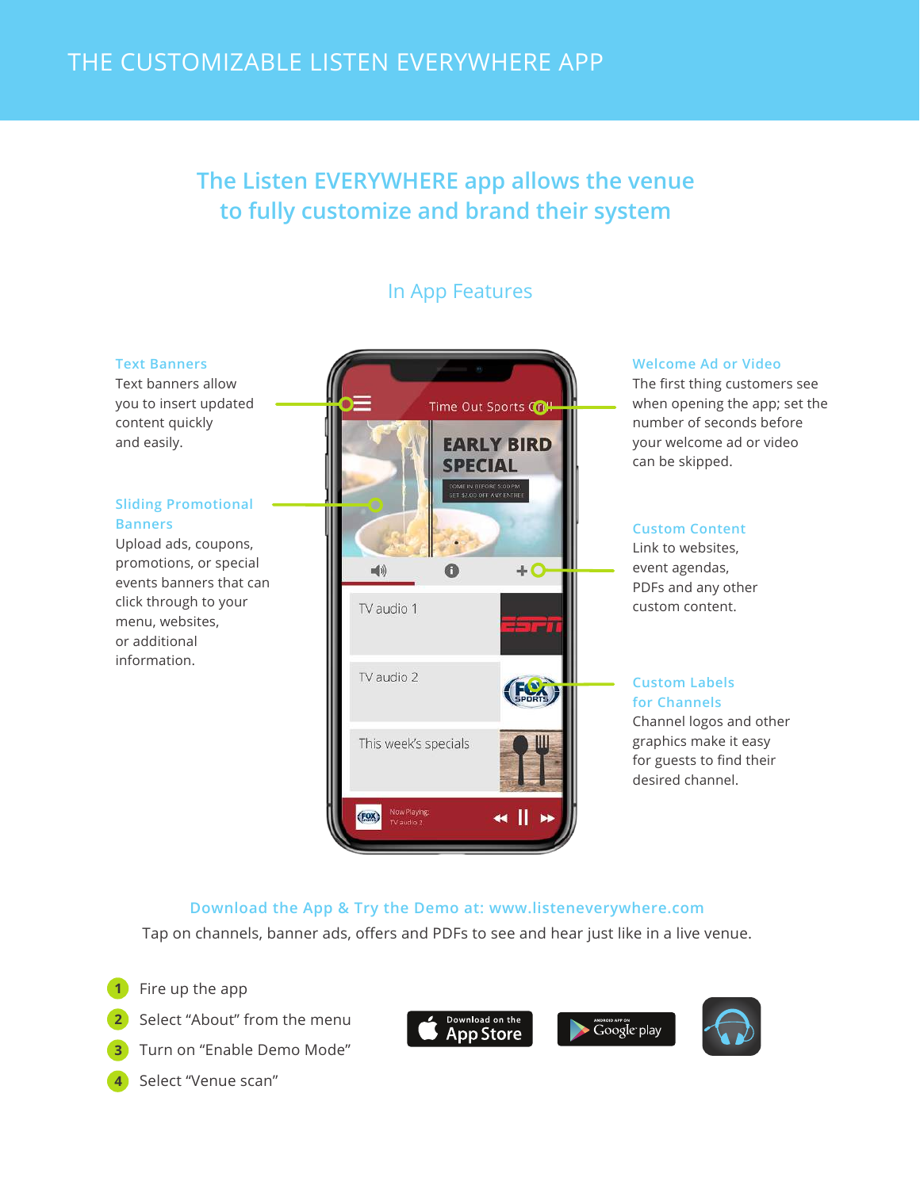# THE CUSTOMIZABLE LISTEN EVERYWHERE APP

## The Listen EVERYWHERE app allows the venue to fully customize and brand their system

### In App Features

**Text Banners**
Text banners allow you to insert updated content quickly and easily.

**Sliding Promotional Banners**
Upload ads, coupons, promotions, or special events banners that can click through to your menu, websites, or additional information.

**Welcome Ad or Video**
The first thing customers see when opening the app; set the number of seconds before your welcome ad or video can be skipped.

**Custom Content**
Link to websites, event agendas, PDFs and any other custom content.

**Custom Labels for Channels**
Channel logos and other graphics make it easy for guests to find their desired channel.

**Download the App & Try the Demo at: www.listeneverywhere.com**

Tap on channels, banner ads, offers and PDFs to see and hear just like in a live venue.

1. Fire up the app
2. Select "About" from the menu
3. Turn on "Enable Demo Mode"
4. Select "Venue scan"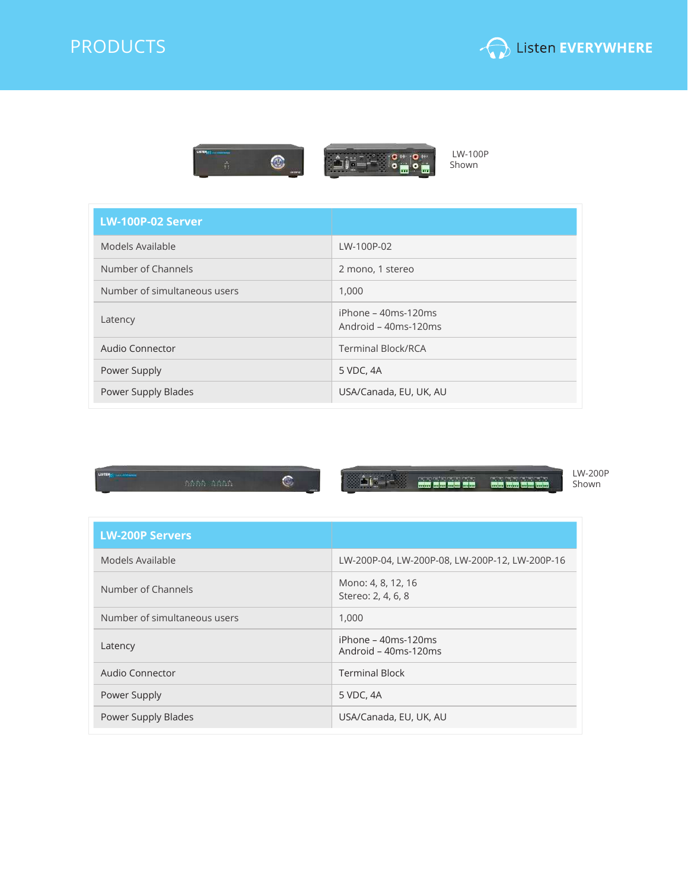# PRODUCTS

LW-100P Shown

| LW-100P-02 Server | |
|---|---|
| Models Available | LW-100P-02 |
| Number of Channels | 2 mono, 1 stereo |
| Number of simultaneous users | 1,000 |
| Latency | iPhone – 40ms-120ms<br>Android – 40ms-120ms |
| Audio Connector | Terminal Block/RCA |
| Power Supply | 5 VDC, 4A |
| Power Supply Blades | USA/Canada, EU, UK, AU |

LW-200P Shown

| LW-200P Servers | |
|---|---|
| Models Available | LW-200P-04, LW-200P-08, LW-200P-12, LW-200P-16 |
| Number of Channels | Mono: 4, 8, 12, 16<br>Stereo: 2, 4, 6, 8 |
| Number of simultaneous users | 1,000 |
| Latency | iPhone – 40ms-120ms<br>Android – 40ms-120ms |
| Audio Connector | Terminal Block |
| Power Supply | 5 VDC, 4A |
| Power Supply Blades | USA/Canada, EU, UK, AU |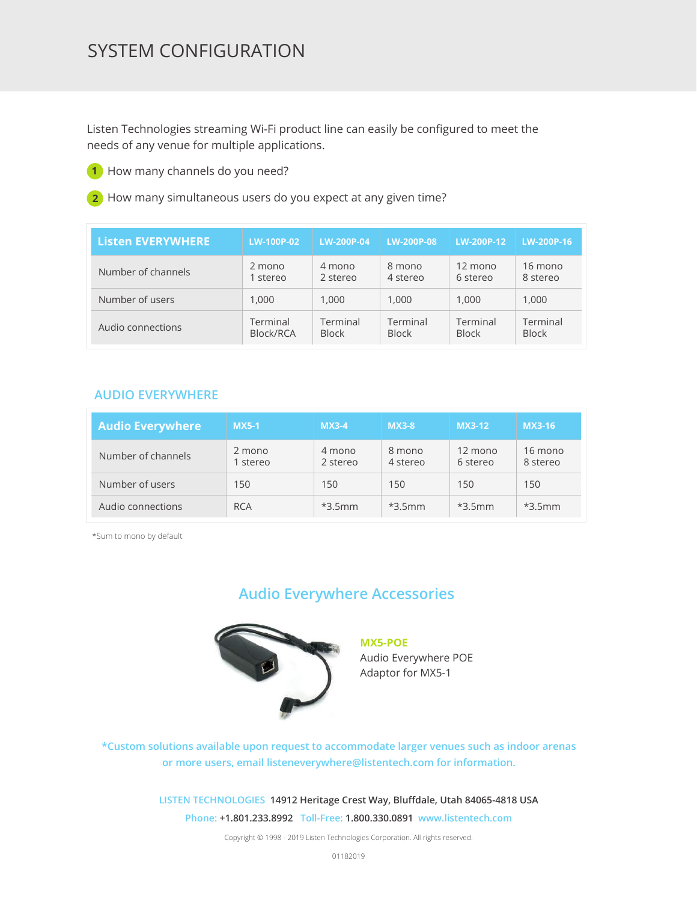# SYSTEM CONFIGURATION

Listen Technologies streaming Wi-Fi product line can easily be configured to meet the needs of any venue for multiple applications.

1. How many channels do you need?
2. How many simultaneous users do you expect at any given time?

| Listen EVERYWHERE | LW-100P-02 | LW-200P-04 | LW-200P-08 | LW-200P-12 | LW-200P-16 |
|---|---|---|---|---|---|
| Number of channels | 2 mono 1 stereo | 4 mono 2 stereo | 8 mono 4 stereo | 12 mono 6 stereo | 16 mono 8 stereo |
| Number of users | 1,000 | 1,000 | 1,000 | 1,000 | 1,000 |
| Audio connections | Terminal Block/RCA | Terminal Block | Terminal Block | Terminal Block | Terminal Block |

## AUDIO EVERYWHERE

| Audio Everywhere | MX5-1 | MX3-4 | MX3-8 | MX3-12 | MX3-16 |
|---|---|---|---|---|---|
| Number of channels | 2 mono 1 stereo | 4 mono 2 stereo | 8 mono 4 stereo | 12 mono 6 stereo | 16 mono 8 stereo |
| Number of users | 150 | 150 | 150 | 150 | 150 |
| Audio connections | RCA | *3.5mm | *3.5mm | *3.5mm | *3.5mm |

*Sum to mono by default

## Audio Everywhere Accessories

**MX5-POE**
Audio Everywhere POE Adaptor for MX5-1

*Custom solutions available upon request to accommodate larger venues such as indoor arenas or more users, email listeneverywhere@listentech.com for information.

LISTEN TECHNOLOGIES 14912 Heritage Crest Way, Bluffdale, Utah 84065-4818 USA
Phone: +1.801.233.8992 Toll-Free: 1.800.330.0891 www.listentech.com

Copyright © 1998 - 2019 Listen Technologies Corporation. All rights reserved.

01182019